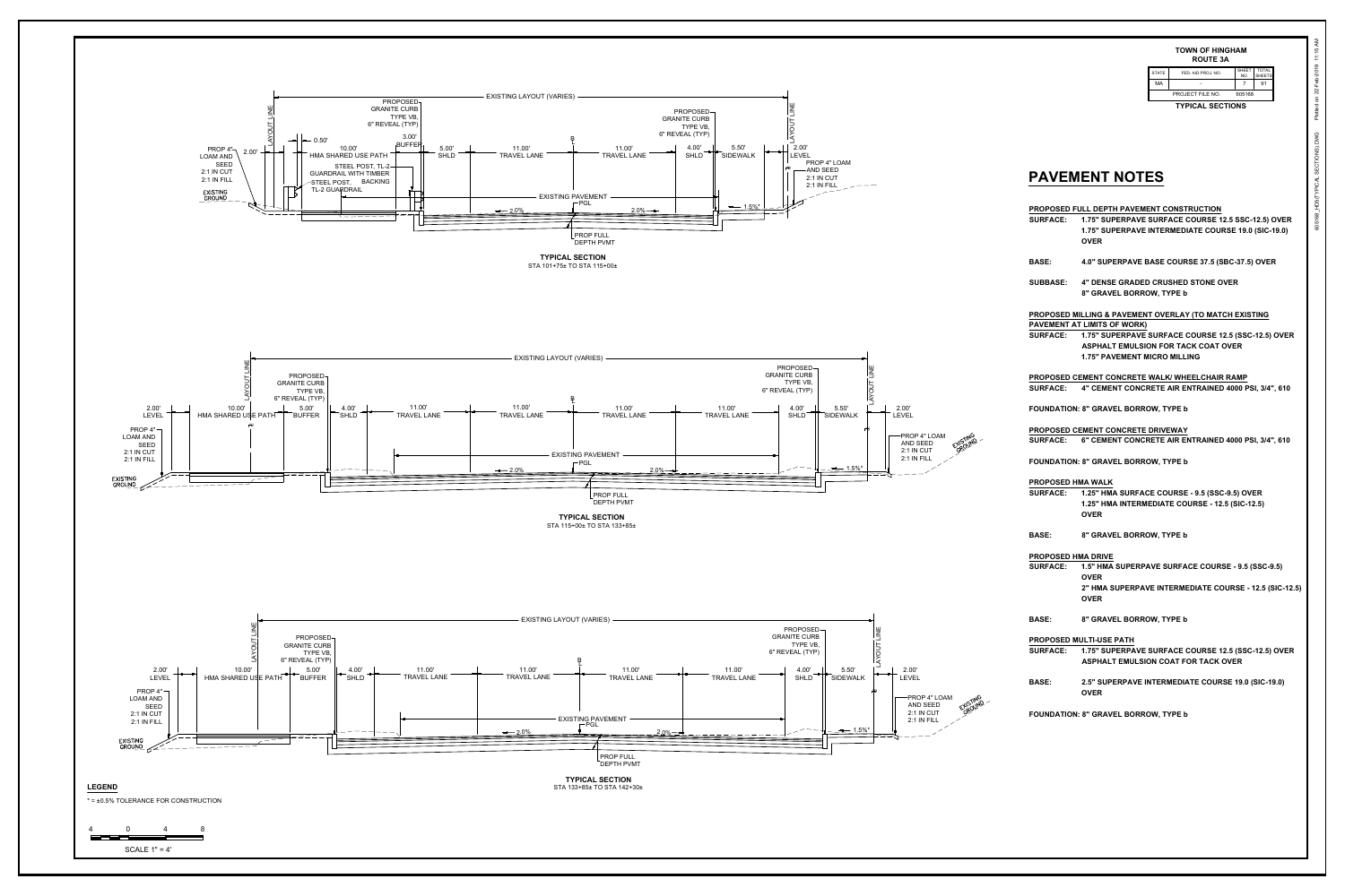| STATE | FED. AID PROJ. NO. | SHEET NO. | TOTAL SHEETS |
|---|---|---|---|
| MA | - | 7 | 91 |
| PROJECT FILE NO. | | 605168 | |

**TOWN OF HINGHAM**
**ROUTE 3A**

**TYPICAL SECTIONS**

EXISTING LAYOUT (VARIES)

LAYOUT LINE | PROP 4" LOAM AND SEED 2:1 IN CUT 2:1 IN FILL | EXISTING GROUND | 2.00' | 0.50' | 10.00' HMA SHARED USE PATH | STEEL POST, TL-2 GUARDRAIL WITH TIMBER BACKING | STEEL POST, TL-2 GUARDRAIL | PROPOSED GRANITE CURB TYPE VB, 6" REVEAL (TYP) | 3.00' BUFFER | 5.00' SHLD | 11.00' TRAVEL LANE | ℄ | 11.00' TRAVEL LANE | 4.00' SHLD | 5.50' SIDEWALK | 2.00' LEVEL | PROP 4" LOAM AND SEED 2:1 IN CUT 2:1 IN FILL | EXISTING PAVEMENT | PGL | 2.0% | 2.0% | 1.5%* | PROP FULL DEPTH PVMT

**TYPICAL SECTION**
STA 101+75± TO STA 115+00±

EXISTING LAYOUT (VARIES)

2.00' LEVEL | PROP 4" LOAM AND SEED 2:1 IN CUT 2:1 IN FILL | EXISTING GROUND | 10.00' HMA SHARED USE PATH | LAYOUT LINE | PROPOSED GRANITE CURB TYPE VB, 6" REVEAL (TYP) | 5.00' BUFFER | 4.00' SHLD | 11.00' TRAVEL LANE | 11.00' TRAVEL LANE | ℄ | 11.00' TRAVEL LANE | 11.00' TRAVEL LANE | 4.00' SHLD | 5.50' SIDEWALK | 2.00' LEVEL | PROP 4" LOAM AND SEED 2:1 IN CUT 2:1 IN FILL | EXISTING GROUND | EXISTING PAVEMENT | PGL | 2.0% | 2.0% | 1.5%* | PROP FULL DEPTH PVMT

**TYPICAL SECTION**
STA 115+00± TO STA 133+85±

EXISTING LAYOUT (VARIES)

2.00' LEVEL | PROP 4" LOAM AND SEED 2:1 IN CUT 2:1 IN FILL | EXISTING GROUND | 10.00' HMA SHARED USE PATH | LAYOUT LINE | PROPOSED GRANITE CURB TYPE VB, 6" REVEAL (TYP) | 5.00' BUFFER | 4.00' SHLD | 11.00' TRAVEL LANE | 11.00' TRAVEL LANE | ℄ | 11.00' TRAVEL LANE | 11.00' TRAVEL LANE | 4.00' SHLD | 5.50' SIDEWALK | 2.00' LEVEL | PROP 4" LOAM AND SEED 2:1 IN CUT 2:1 IN FILL | EXISTING GROUND | EXISTING PAVEMENT | PGL | 2.0% | 2.0% | 1.5%* | PROP FULL DEPTH PVMT

**TYPICAL SECTION**
STA 133+85± TO STA 142+30±

**LEGEND**

* = ±0.5% TOLERANCE FOR CONSTRUCTION

SCALE 1" = 4'

# PAVEMENT NOTES

**PROPOSED FULL DEPTH PAVEMENT CONSTRUCTION**

**SURFACE:** 1.75" SUPERPAVE SURFACE COURSE 12.5 SSC-12.5) OVER
1.75" SUPERPAVE INTERMEDIATE COURSE 19.0 (SIC-19.0) OVER

**BASE:** 4.0" SUPERPAVE BASE COURSE 37.5 (SBC-37.5) OVER

**SUBBASE:** 4" DENSE GRADED CRUSHED STONE OVER
8" GRAVEL BORROW, TYPE b

**PROPOSED MILLING & PAVEMENT OVERLAY (TO MATCH EXISTING PAVEMENT AT LIMITS OF WORK)**

**SURFACE:** 1.75" SUPERPAVE SURFACE COURSE 12.5 (SSC-12.5) OVER
ASPHALT EMULSION FOR TACK COAT OVER
1.75" PAVEMENT MICRO MILLING

**PROPOSED CEMENT CONCRETE WALK/ WHEELCHAIR RAMP**

**SURFACE:** 4" CEMENT CONCRETE AIR ENTRAINED 4000 PSI, 3/4", 610

**FOUNDATION:** 8" GRAVEL BORROW, TYPE b

**PROPOSED CEMENT CONCRETE DRIVEWAY**

**SURFACE:** 6" CEMENT CONCRETE AIR ENTRAINED 4000 PSI, 3/4", 610

**FOUNDATION:** 8" GRAVEL BORROW, TYPE b

**PROPOSED HMA WALK**

**SURFACE:** 1.25" HMA SURFACE COURSE - 9.5 (SSC-9.5) OVER
1.25" HMA INTERMEDIATE COURSE - 12.5 (SIC-12.5) OVER

**BASE:** 8" GRAVEL BORROW, TYPE b

**PROPOSED HMA DRIVE**

**SURFACE:** 1.5" HMA SUPERPAVE SURFACE COURSE - 9.5 (SSC-9.5) OVER
2" HMA SUPERPAVE INTERMEDIATE COURSE - 12.5 (SIC-12.5) OVER

**BASE:** 8" GRAVEL BORROW, TYPE b

**PROPOSED MULTI-USE PATH**

**SURFACE:** 1.75" SUPERPAVE SURFACE COURSE 12.5 (SSC-12.5) OVER
ASPHALT EMULSION COAT FOR TACK OVER

**BASE:** 2.5" SUPERPAVE INTERMEDIATE COURSE 19.0 (SIC-19.0) OVER

**FOUNDATION:** 8" GRAVEL BORROW, TYPE b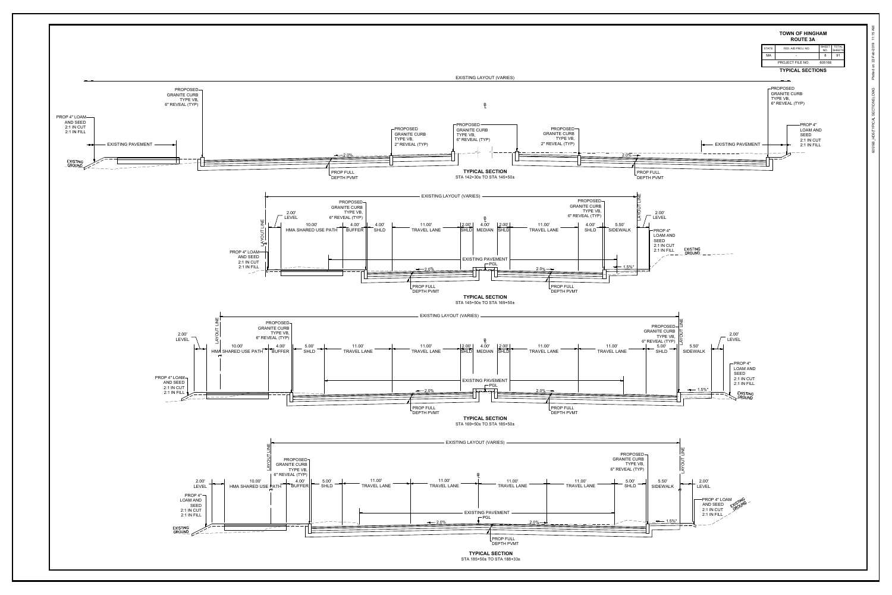# TOWN OF HINGHAM
## ROUTE 3A

| STATE | FED. AID PROJ. NO. | SHEET NO. | TOTAL SHEETS |
|---|---|---|---|
| MA | - | 8 | 91 |
| PROJECT FILE NO. | | 605168 | |

**TYPICAL SECTIONS**

EXISTING LAYOUT (VARIES)

PROPOSED GRANITE CURB TYPE VB, 6" REVEAL (TYP)

PROP 4" LOAM AND SEED 2:1 IN CUT 2:1 IN FILL

EXISTING PAVEMENT

EXISTING GROUND

PROPOSED GRANITE CURB TYPE VB, 2" REVEAL (TYP)

PROPOSED GRANITE CURB TYPE VB, 6" REVEAL (TYP)

PROPOSED GRANITE CURB TYPE VB, 2" REVEAL (TYP)

PROPOSED GRANITE CURB TYPE VB, 6" REVEAL (TYP)

PROP 4" LOAM AND SEED 2:1 IN CUT 2:1 IN FILL

EXISTING PAVEMENT

2.0%

2.0%

PROP FULL DEPTH PVMT

PROP FULL DEPTH PVMT

**TYPICAL SECTION**
STA 142+30± TO STA 145+50±

EXISTING LAYOUT (VARIES)

LAYOUT LINE

PROPOSED GRANITE CURB TYPE VB, 6" REVEAL (TYP)

PROPOSED GRANITE CURB TYPE VB, 6" REVEAL (TYP)

2.00' LEVEL | 10.00' HMA SHARED USE PATH | 4.00' BUFFER | 4.00' SHLD | 11.00' TRAVEL LANE | 2.00' SHLD | 4.00' MEDIAN | 2.00' SHLD | 11.00' TRAVEL LANE | 4.00' SHLD | 5.50' SIDEWALK | 2.00' LEVEL

PROP 4" LOAM AND SEED 2:1 IN CUT 2:1 IN FILL

PROP 4" LOAM AND SEED 2:1 IN CUT 2:1 IN FILL

EXISTING GROUND

EXISTING PAVEMENT

PGL

2.0%

2.0%

1.5%"

PROP FULL DEPTH PVMT

PROP FULL DEPTH PVMT

**TYPICAL SECTION**
STA 145+50± TO STA 169+50±

EXISTING LAYOUT (VARIES)

LAYOUT LINE

PROPOSED GRANITE CURB TYPE VB, 6" REVEAL (TYP)

PROPOSED GRANITE CURB TYPE VB, 6" REVEAL (TYP)

2.00' LEVEL | 10.00' HMA SHARED USE PATH | 4.00' BUFFER | 5.00' SHLD | 11.00' TRAVEL LANE | 11.00' TRAVEL LANE | 2.00' SHLD | 4.00' MEDIAN | 2.00' SHLD | 11.00' TRAVEL LANE | 11.00' TRAVEL LANE | 5.00' SHLD | 5.50' SIDEWALK | 2.00' LEVEL

PROP 4" LOAM AND SEED 2:1 IN CUT 2:1 IN FILL

PROP 4" LOAM AND SEED 2:1 IN CUT 2:1 IN FILL

EXISTING GROUND

EXISTING PAVEMENT

PGL

2.0%

2.0%

1.5%"

PROP FULL DEPTH PVMT

PROP FULL DEPTH PVMT

**TYPICAL SECTION**
STA 169+50± TO STA 185+50±

EXISTING LAYOUT (VARIES)

LAYOUT LINE

PROPOSED GRANITE CURB TYPE VB, 6" REVEAL (TYP)

PROPOSED GRANITE CURB TYPE VB, 6" REVEAL (TYP)

2.00' LEVEL | 10.00' HMA SHARED USE PATH | 4.00' BUFFER | 5.00' SHLD | 11.00' TRAVEL LANE | 11.00' TRAVEL LANE | 11.00' TRAVEL LANE | 11.00' TRAVEL LANE | 5.00' SHLD | 5.50' SIDEWALK | 2.00' LEVEL

PROP 4" LOAM AND SEED 2:1 IN CUT 2:1 IN FILL

PROP 4" LOAM AND SEED 2:1 IN CUT 2:1 IN FILL

EXISTING GROUND

EXISTING GROUND

EXISTING PAVEMENT

PGL

2.0%

2.0%

1.5%"

PROP FULL DEPTH PVMT

**TYPICAL SECTION**
STA 185+50± TO STA 188+33±

605168_HDG(TYPICAL SECTIONS).DWG Plotted on: 22-Feb-2019 11:15 AM